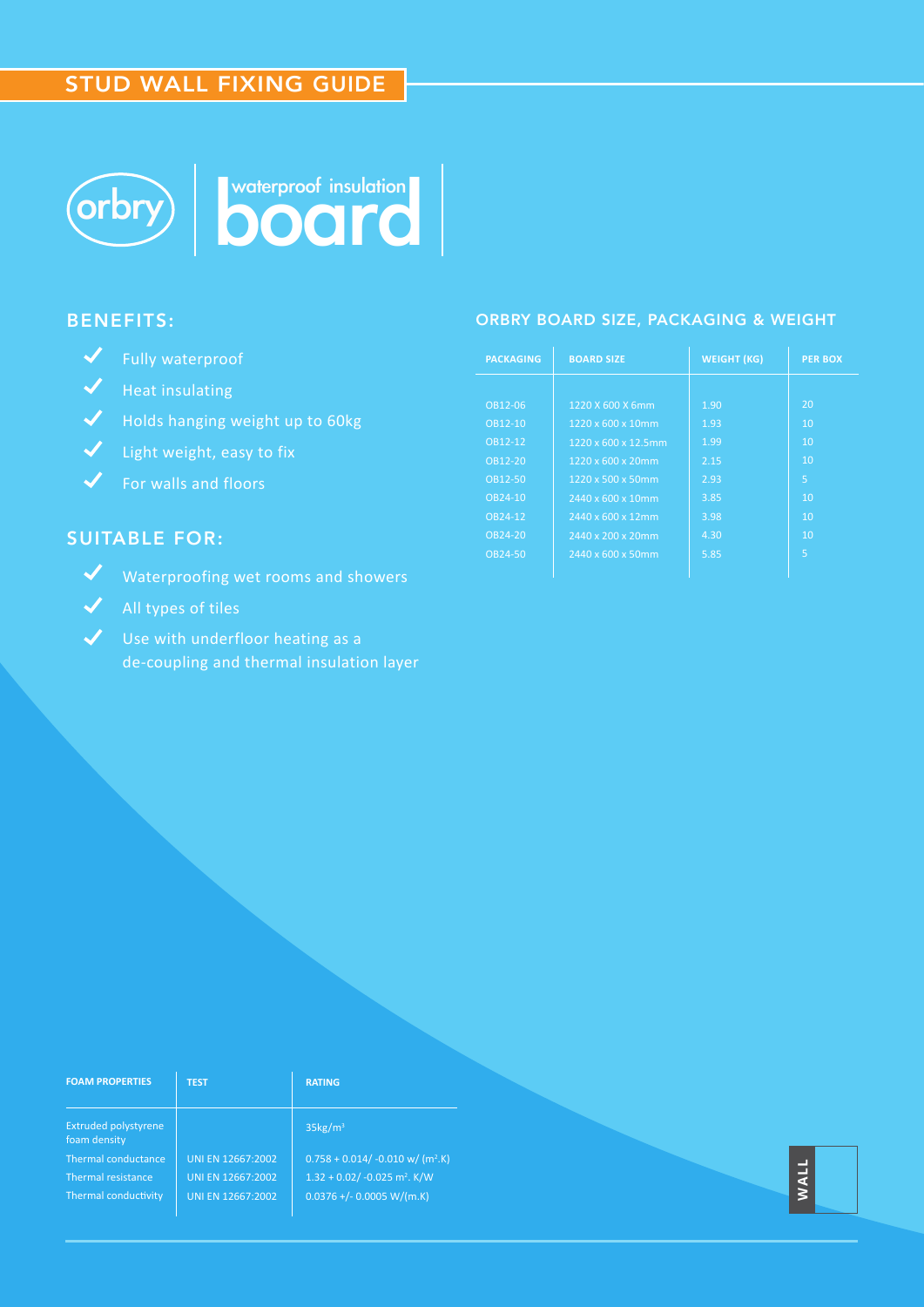# STUD WALL FIXING GUIDE

orbry | waterproof insulation **board**

## BENEFITS:

- ✓ Fully waterproof
- ✓ Heat insulating
- ✓ Holds hanging weight up to 60kg
- ✓ Light weight, easy to fix
- ✓ For walls and floors

## SUITABLE FOR:

- ✓ Waterproofing wet rooms and showers
- ✓ All types of tiles
- ✓ Use with underfloor heating as a de-coupling and thermal insulation layer

## ORBRY BOARD SIZE, PACKAGING & WEIGHT

| PACKAGING | BOARD SIZE | WEIGHT (KG) | PER BOX |
|---|---|---|---|
| OB12-06 | 1220 X 600 X 6mm | 1.90 | 20 |
| OB12-10 | 1220 x 600 x 10mm | 1.93 | 10 |
| OB12-12 | 1220 x 600 x 12.5mm | 1.99 | 10 |
| OB12-20 | 1220 x 600 x 20mm | 2.15 | 10 |
| OB12-50 | 1220 x 500 x 50mm | 2.93 | 5 |
| OB24-10 | 2440 x 600 x 10mm | 3.85 | 10 |
| OB24-12 | 2440 x 600 x 12mm | 3.98 | 10 |
| OB24-20 | 2440 x 200 x 20mm | 4.30 | 10 |
| OB24-50 | 2440 x 600 x 50mm | 5.85 | 5 |

| FOAM PROPERTIES | TEST | RATING |
|---|---|---|
| Extruded polystyrene foam density | | $35kg/m^3$ |
| Thermal conductance | UNI EN 12667:2002 | $0.758 + 0.014/ -0.010$ w/ $(m^2.K)$ |
| Thermal resistance | UNI EN 12667:2002 | $1.32 + 0.02/ -0.025$ $m^2$. K/W |
| Thermal conductivity | UNI EN 12667:2002 | $0.0376 +/- 0.0005$ W/(m.K) |

WALL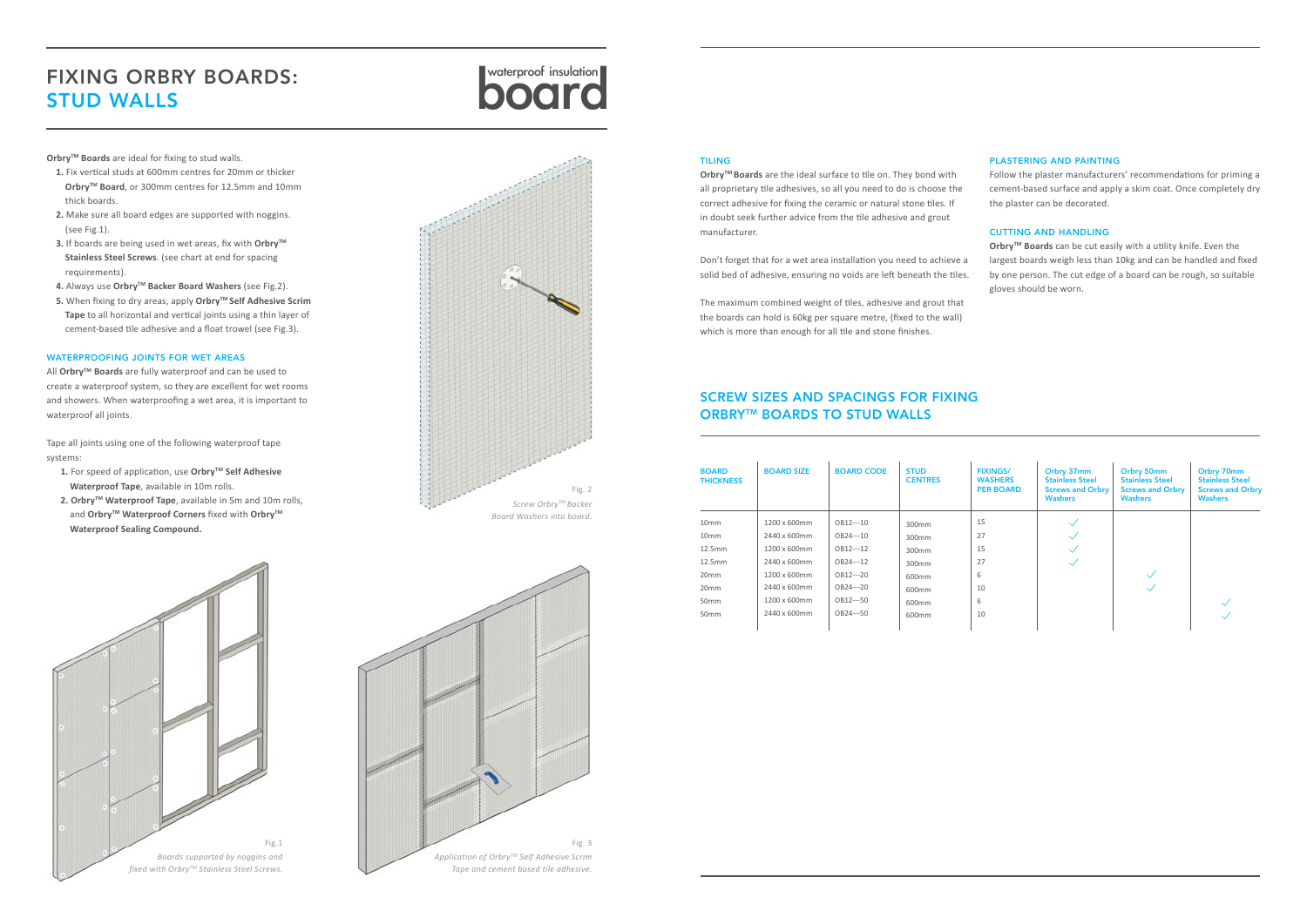# FIXING ORBRY BOARDS: STUD WALLS

waterproof insulation board

**Orbry™ Boards** are ideal for fixing to stud walls.

1. Fix vertical studs at 600mm centres for 20mm or thicker **Orbry™ Board**, or 300mm centres for 12.5mm and 10mm thick boards.
2. Make sure all board edges are supported with noggins. (see Fig.1).
3. If boards are being used in wet areas, fix with **Orbry™ Stainless Steel Screws**. (see chart at end for spacing requirements).
4. Always use **Orbry™ Backer Board Washers** (see Fig.2).
5. When fixing to dry areas, apply **Orbry™ Self Adhesive Scrim Tape** to all horizontal and vertical joints using a thin layer of cement-based tile adhesive and a float trowel (see Fig.3).

### WATERPROOFING JOINTS FOR WET AREAS

All **Orbry™ Boards** are fully waterproof and can be used to create a waterproof system, so they are excellent for wet rooms and showers. When waterproofing a wet area, it is important to waterproof all joints.

Tape all joints using one of the following waterproof tape systems:

1. For speed of application, use **Orbry™ Self Adhesive Waterproof Tape**, available in 10m rolls.
2. **Orbry™ Waterproof Tape**, available in 5m and 10m rolls, and **Orbry™ Waterproof Corners** fixed with **Orbry™ Waterproof Sealing Compound.**

Fig. 2
*Screw Orbry™ Backer Board Washers into board.*

Fig.1
*Boards supported by noggins and fixed with Orbry™ Stainless Steel Screws.*

Fig. 3
*Application of Orbry™ Self Adhesive Scrim Tape and cement based tile adhesive.*

### TILING

**Orbry™ Boards** are the ideal surface to tile on. They bond with all proprietary tile adhesives, so all you need to do is choose the correct adhesive for fixing the ceramic or natural stone tiles. If in doubt seek further advice from the tile adhesive and grout manufacturer.

Don't forget that for a wet area installation you need to achieve a solid bed of adhesive, ensuring no voids are left beneath the tiles.

The maximum combined weight of tiles, adhesive and grout that the boards can hold is 60kg per square metre, (fixed to the wall) which is more than enough for all tile and stone finishes.

### PLASTERING AND PAINTING

Follow the plaster manufacturers' recommendations for priming a cement-based surface and apply a skim coat. Once completely dry the plaster can be decorated.

### CUTTING AND HANDLING

**Orbry™ Boards** can be cut easily with a utility knife. Even the largest boards weigh less than 10kg and can be handled and fixed by one person. The cut edge of a board can be rough, so suitable gloves should be worn.

## SCREW SIZES AND SPACINGS FOR FIXING ORBRY™ BOARDS TO STUD WALLS

| BOARD THICKNESS | BOARD SIZE | BOARD CODE | STUD CENTRES | FIXINGS/ WASHERS PER BOARD | Orbry 37mm Stainless Steel Screws and Orbry Washers | Orbry 50mm Stainless Steel Screws and Orbry Washers | Orbry 70mm Stainless Steel Screws and Orbry Washers |
|---|---|---|---|---|---|---|---|
| 10mm | 1200 x 600mm | OB12---10 | 300mm | 15 | ✓ | | |
| 10mm | 2440 x 600mm | OB24---10 | 300mm | 27 | ✓ | | |
| 12.5mm | 1200 x 600mm | OB12---12 | 300mm | 15 | ✓ | | |
| 12.5mm | 2440 x 600mm | OB24---12 | 300mm | 27 | ✓ | | |
| 20mm | 1200 x 600mm | OB12---20 | 600mm | 6 | | ✓ | |
| 20mm | 2440 x 600mm | OB24---20 | 600mm | 10 | | ✓ | |
| 50mm | 1200 x 600mm | OB12---50 | 600mm | 6 | | | ✓ |
| 50mm | 2440 x 600mm | OB24---50 | 600mm | 10 | | | ✓ |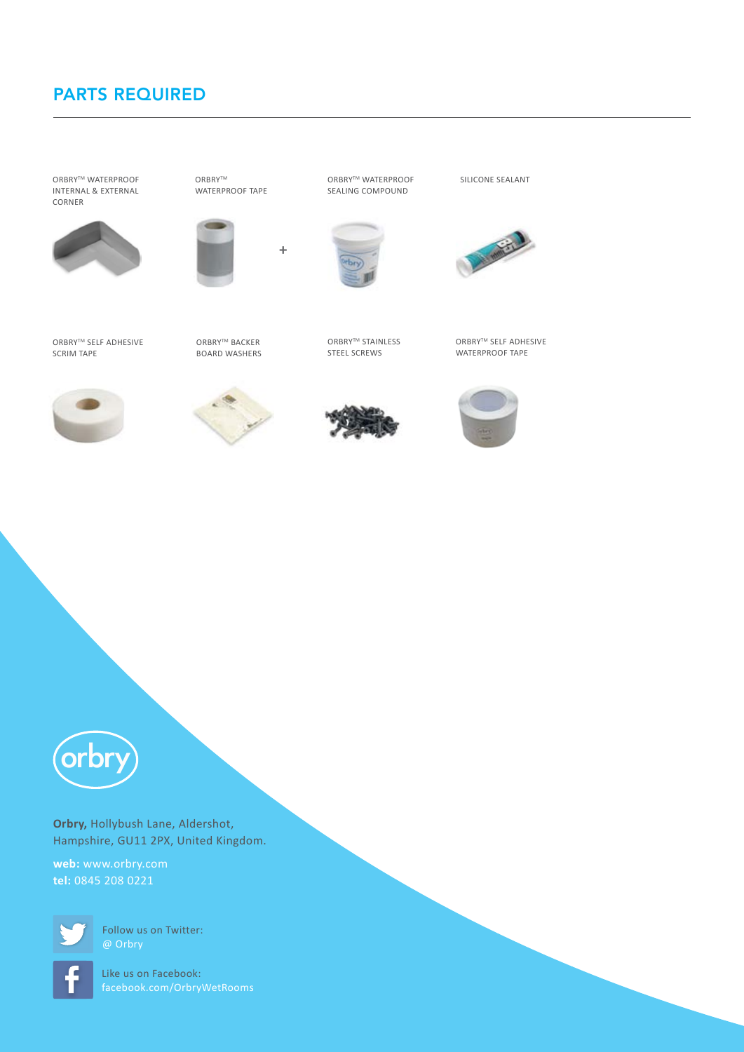## PARTS REQUIRED

ORBRY™ WATERPROOF INTERNAL & EXTERNAL CORNER

ORBRY™ WATERPROOF TAPE

+

ORBRY™ WATERPROOF SEALING COMPOUND

SILICONE SEALANT

ORBRY™ SELF ADHESIVE SCRIM TAPE

ORBRY™ BACKER BOARD WASHERS

ORBRY™ STAINLESS STEEL SCREWS

ORBRY™ SELF ADHESIVE WATERPROOF TAPE

orbry

**Orbry,** Hollybush Lane, Aldershot, Hampshire, GU11 2PX, United Kingdom.

**web:** www.orbry.com
**tel:** 0845 208 0221

Follow us on Twitter: @ Orbry

Like us on Facebook: facebook.com/OrbryWetRooms